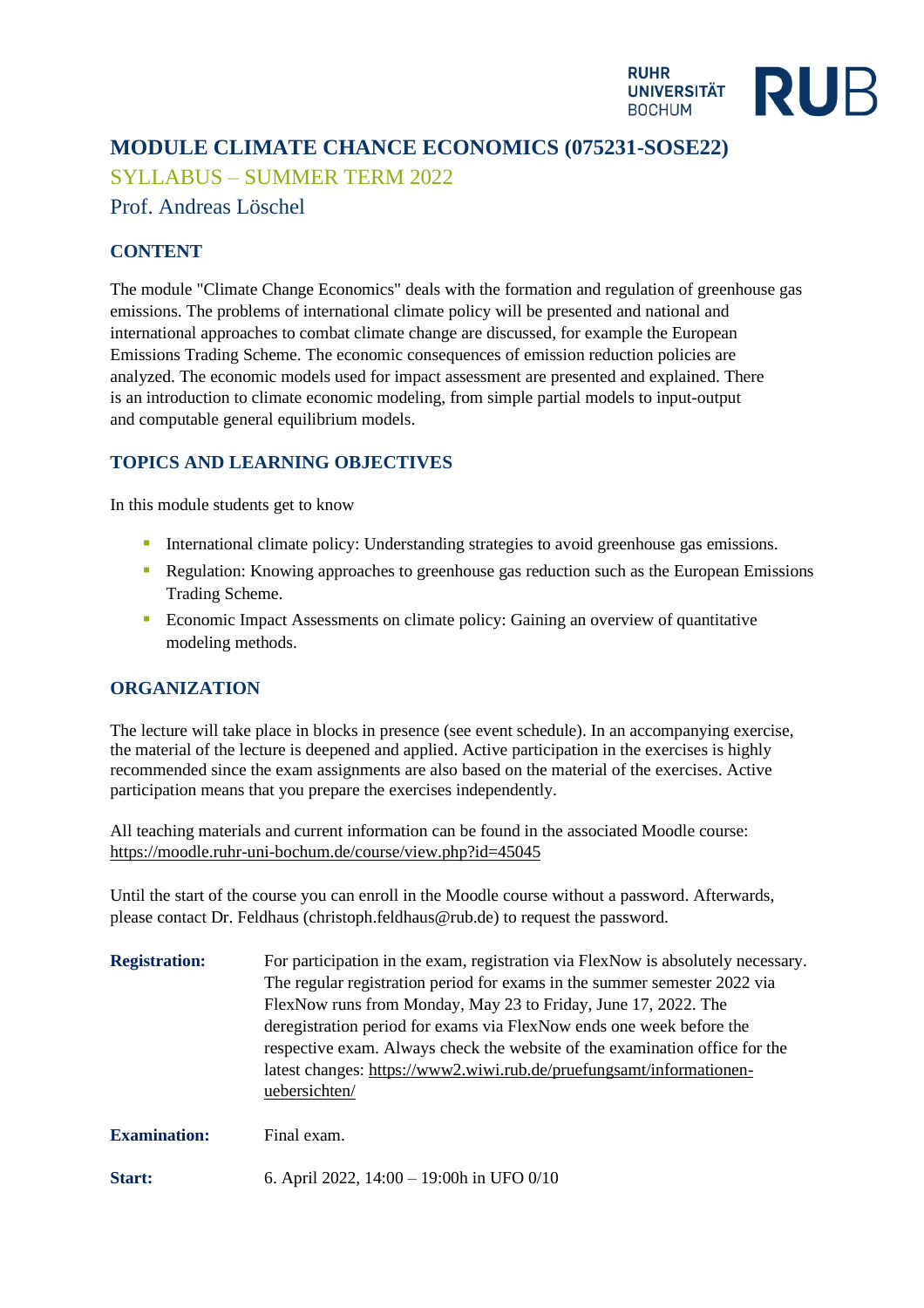# MODULE CLIMATE CHANCE ECONOMICS (075231-SOSE22)

## SYLLABUS – SUMMER TERM 2022

## Prof. Andreas Löschel

### CONTENT

The module "Climate Change Economics" deals with the formation and regulation of greenhouse gas emissions. The problems of international climate policy will be presented and national and international approaches to combat climate change are discussed, for example the European Emissions Trading Scheme. The economic consequences of emission reduction policies are analyzed. The economic models used for impact assessment are presented and explained. There is an introduction to climate economic modeling, from simple partial models to input-output and computable general equilibrium models.

### TOPICS AND LEARNING OBJECTIVES

In this module students get to know

- International climate policy: Understanding strategies to avoid greenhouse gas emissions.
- Regulation: Knowing approaches to greenhouse gas reduction such as the European Emissions Trading Scheme.
- Economic Impact Assessments on climate policy: Gaining an overview of quantitative modeling methods.

### ORGANIZATION

The lecture will take place in blocks in presence (see event schedule). In an accompanying exercise, the material of the lecture is deepened and applied. Active participation in the exercises is highly recommended since the exam assignments are also based on the material of the exercises. Active participation means that you prepare the exercises independently.

All teaching materials and current information can be found in the associated Moodle course: https://moodle.ruhr-uni-bochum.de/course/view.php?id=45045

Until the start of the course you can enroll in the Moodle course without a password. Afterwards, please contact Dr. Feldhaus (christoph.feldhaus@rub.de) to request the password.

**Registration:** For participation in the exam, registration via FlexNow is absolutely necessary. The regular registration period for exams in the summer semester 2022 via FlexNow runs from Monday, May 23 to Friday, June 17, 2022. The deregistration period for exams via FlexNow ends one week before the respective exam. Always check the website of the examination office for the latest changes: https://www2.wiwi.rub.de/pruefungsamt/informationen-uebersichten/

**Examination:** Final exam.

**Start:** 6. April 2022, 14:00 – 19:00h in UFO 0/10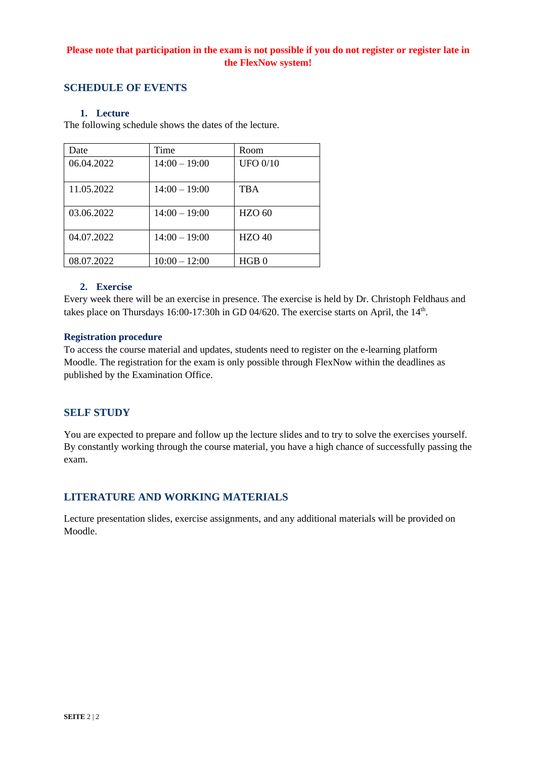**Please note that participation in the exam is not possible if you do not register or register late in the FlexNow system!**

## SCHEDULE OF EVENTS

### 1. Lecture

The following schedule shows the dates of the lecture.

| Date | Time | Room |
|---|---|---|
| 06.04.2022 | 14:00 – 19:00 | UFO 0/10 |
| 11.05.2022 | 14:00 – 19:00 | TBA |
| 03.06.2022 | 14:00 – 19:00 | HZO 60 |
| 04.07.2022 | 14:00 – 19:00 | HZO 40 |
| 08.07.2022 | 10:00 – 12:00 | HGB 0 |

### 2. Exercise

Every week there will be an exercise in presence. The exercise is held by Dr. Christoph Feldhaus and takes place on Thursdays 16:00-17:30h in GD 04/620. The exercise starts on April, the 14th.

### Registration procedure

To access the course material and updates, students need to register on the e-learning platform Moodle. The registration for the exam is only possible through FlexNow within the deadlines as published by the Examination Office.

## SELF STUDY

You are expected to prepare and follow up the lecture slides and to try to solve the exercises yourself. By constantly working through the course material, you have a high chance of successfully passing the exam.

## LITERATURE AND WORKING MATERIALS

Lecture presentation slides, exercise assignments, and any additional materials will be provided on Moodle.